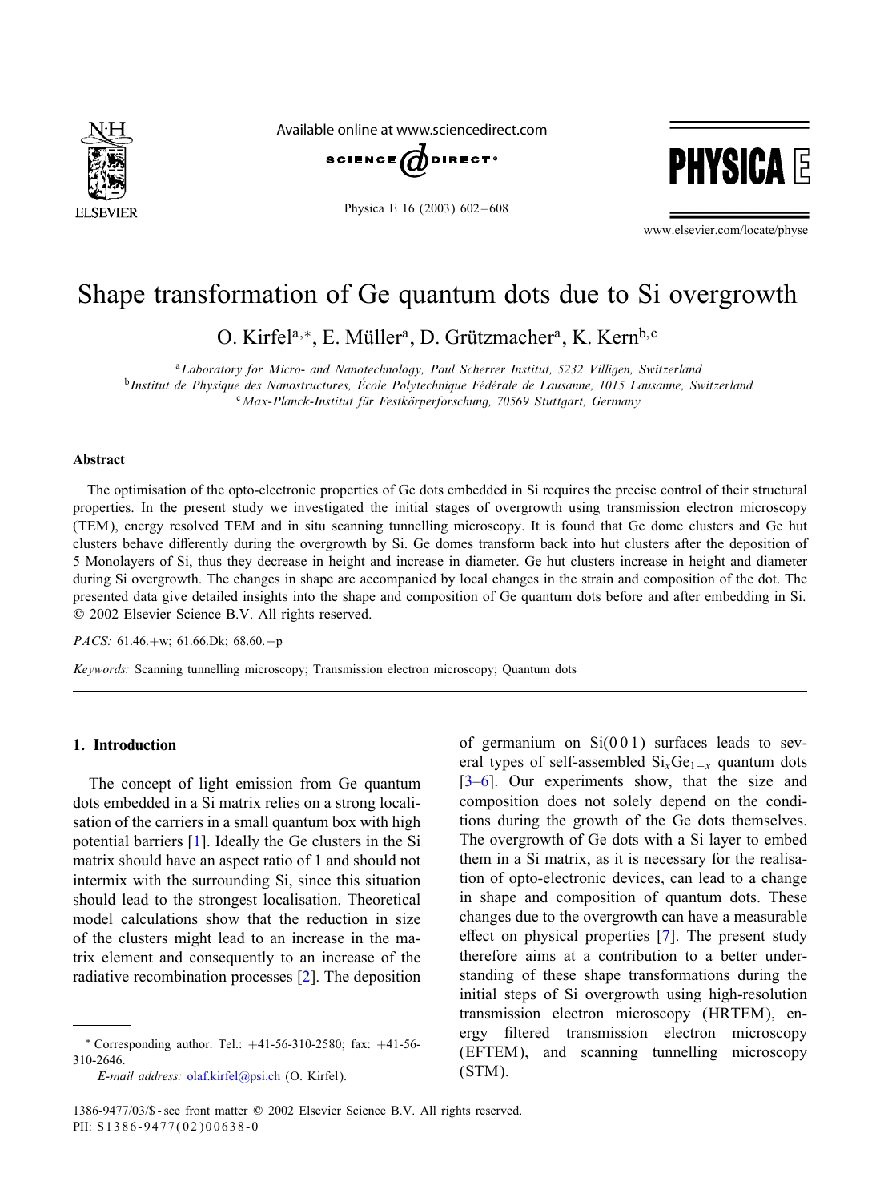# Shape transformation of Ge quantum dots due to Si overgrowth

O. Kirfel[a,*], E. Müller[a], D. Grützmacher[a], K. Kern[b,c]

[a] *Laboratory for Micro- and Nanotechnology, Paul Scherrer Institut, 5232 Villigen, Switzerland*
[b] *Institut de Physique des Nanostructures, École Polytechnique Fédérale de Lausanne, 1015 Lausanne, Switzerland*
[c] *Max-Planck-Institut für Festkörperforschung, 70569 Stuttgart, Germany*

---

## Abstract

The optimisation of the opto-electronic properties of Ge dots embedded in Si requires the precise control of their structural properties. In the present study we investigated the initial stages of overgrowth using transmission electron microscopy (TEM), energy resolved TEM and in situ scanning tunnelling microscopy. It is found that Ge dome clusters and Ge hut clusters behave differently during the overgrowth by Si. Ge domes transform back into hut clusters after the deposition of 5 Monolayers of Si, thus they decrease in height and increase in diameter. Ge hut clusters increase in height and diameter during Si overgrowth. The changes in shape are accompanied by local changes in the strain and composition of the dot. The presented data give detailed insights into the shape and composition of Ge quantum dots before and after embedding in Si.
© 2002 Elsevier Science B.V. All rights reserved.

*PACS:* 61.46.+w; 61.66.Dk; 68.60.−p

*Keywords:* Scanning tunnelling microscopy; Transmission electron microscopy; Quantum dots

---

## 1. Introduction

The concept of light emission from Ge quantum dots embedded in a Si matrix relies on a strong localisation of the carriers in a small quantum box with high potential barriers [1]. Ideally the Ge clusters in the Si matrix should have an aspect ratio of 1 and should not intermix with the surrounding Si, since this situation should lead to the strongest localisation. Theoretical model calculations show that the reduction in size of the clusters might lead to an increase in the matrix element and consequently to an increase of the radiative recombination processes [2]. The deposition of germanium on Si(0 0 1) surfaces leads to several types of self-assembled $Si_xGe_{1-x}$ quantum dots [3–6]. Our experiments show, that the size and composition does not solely depend on the conditions during the growth of the Ge dots themselves. The overgrowth of Ge dots with a Si layer to embed them in a Si matrix, as it is necessary for the realisation of opto-electronic devices, can lead to a change in shape and composition of quantum dots. These changes due to the overgrowth can have a measurable effect on physical properties [7]. The present study therefore aims at a contribution to a better understanding of these shape transformations during the initial steps of Si overgrowth using high-resolution transmission electron microscopy (HRTEM), energy filtered transmission electron microscopy (EFTEM), and scanning tunnelling microscopy (STM).

---

\* Corresponding author. Tel.: +41-56-310-2580; fax: +41-56-310-2646.
*E-mail address:* olaf.kirfel@psi.ch (O. Kirfel).

1386-9477/03/$ - see front matter © 2002 Elsevier Science B.V. All rights reserved.
PII: S1386-9477(02)00638-0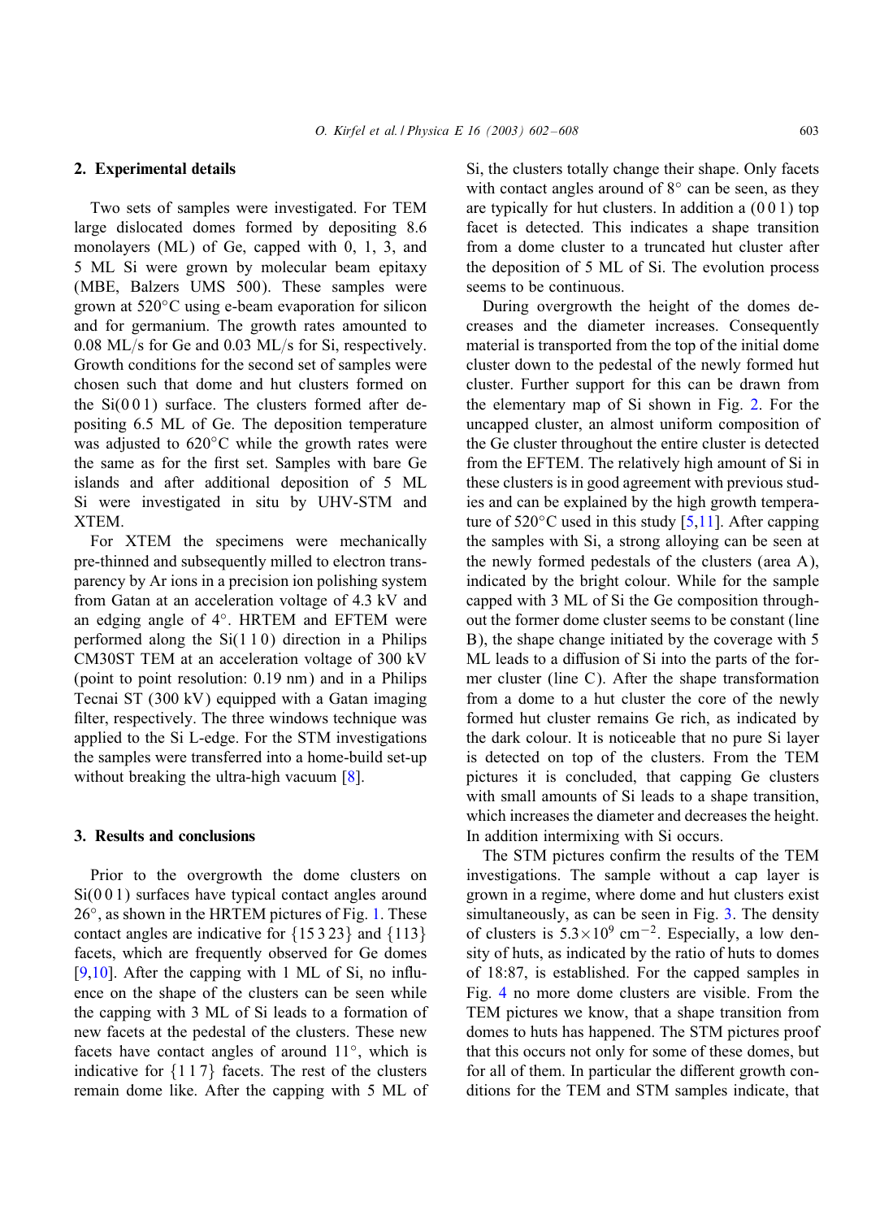## 2. Experimental details

Two sets of samples were investigated. For TEM large dislocated domes formed by depositing 8.6 monolayers (ML) of Ge, capped with 0, 1, 3, and 5 ML Si were grown by molecular beam epitaxy (MBE, Balzers UMS 500). These samples were grown at 520°C using e-beam evaporation for silicon and for germanium. The growth rates amounted to 0.08 ML/s for Ge and 0.03 ML/s for Si, respectively. Growth conditions for the second set of samples were chosen such that dome and hut clusters formed on the Si(0 0 1) surface. The clusters formed after depositing 6.5 ML of Ge. The deposition temperature was adjusted to 620°C while the growth rates were the same as for the first set. Samples with bare Ge islands and after additional deposition of 5 ML Si were investigated in situ by UHV-STM and XTEM.

For XTEM the specimens were mechanically pre-thinned and subsequently milled to electron transparency by Ar ions in a precision ion polishing system from Gatan at an acceleration voltage of 4.3 kV and an edging angle of 4°. HRTEM and EFTEM were performed along the Si(1 1 0) direction in a Philips CM30ST TEM at an acceleration voltage of 300 kV (point to point resolution: 0.19 nm) and in a Philips Tecnai ST (300 kV) equipped with a Gatan imaging filter, respectively. The three windows technique was applied to the Si L-edge. For the STM investigations the samples were transferred into a home-build set-up without breaking the ultra-high vacuum [8].

## 3. Results and conclusions

Prior to the overgrowth the dome clusters on Si(0 0 1) surfaces have typical contact angles around 26°, as shown in the HRTEM pictures of Fig. 1. These contact angles are indicative for {15 3 23} and {113} facets, which are frequently observed for Ge domes [9,10]. After the capping with 1 ML of Si, no influence on the shape of the clusters can be seen while the capping with 3 ML of Si leads to a formation of new facets at the pedestal of the clusters. These new facets have contact angles of around 11°, which is indicative for {1 1 7} facets. The rest of the clusters remain dome like. After the capping with 5 ML of Si, the clusters totally change their shape. Only facets with contact angles around of 8° can be seen, as they are typically for hut clusters. In addition a (0 0 1) top facet is detected. This indicates a shape transition from a dome cluster to a truncated hut cluster after the deposition of 5 ML of Si. The evolution process seems to be continuous.

During overgrowth the height of the domes decreases and the diameter increases. Consequently material is transported from the top of the initial dome cluster down to the pedestal of the newly formed hut cluster. Further support for this can be drawn from the elementary map of Si shown in Fig. 2. For the uncapped cluster, an almost uniform composition of the Ge cluster throughout the entire cluster is detected from the EFTEM. The relatively high amount of Si in these clusters is in good agreement with previous studies and can be explained by the high growth temperature of 520°C used in this study [5,11]. After capping the samples with Si, a strong alloying can be seen at the newly formed pedestals of the clusters (area A), indicated by the bright colour. While for the sample capped with 3 ML of Si the Ge composition throughout the former dome cluster seems to be constant (line B), the shape change initiated by the coverage with 5 ML leads to a diffusion of Si into the parts of the former cluster (line C). After the shape transformation from a dome to a hut cluster the core of the newly formed hut cluster remains Ge rich, as indicated by the dark colour. It is noticeable that no pure Si layer is detected on top of the clusters. From the TEM pictures it is concluded, that capping Ge clusters with small amounts of Si leads to a shape transition, which increases the diameter and decreases the height. In addition intermixing with Si occurs.

The STM pictures confirm the results of the TEM investigations. The sample without a cap layer is grown in a regime, where dome and hut clusters exist simultaneously, as can be seen in Fig. 3. The density of clusters is $5.3\times10^{9}$ cm$^{-2}$. Especially, a low density of huts, as indicated by the ratio of huts to domes of 18:87, is established. For the capped samples in Fig. 4 no more dome clusters are visible. From the TEM pictures we know, that a shape transition from domes to huts has happened. The STM pictures proof that this occurs not only for some of these domes, but for all of them. In particular the different growth conditions for the TEM and STM samples indicate, that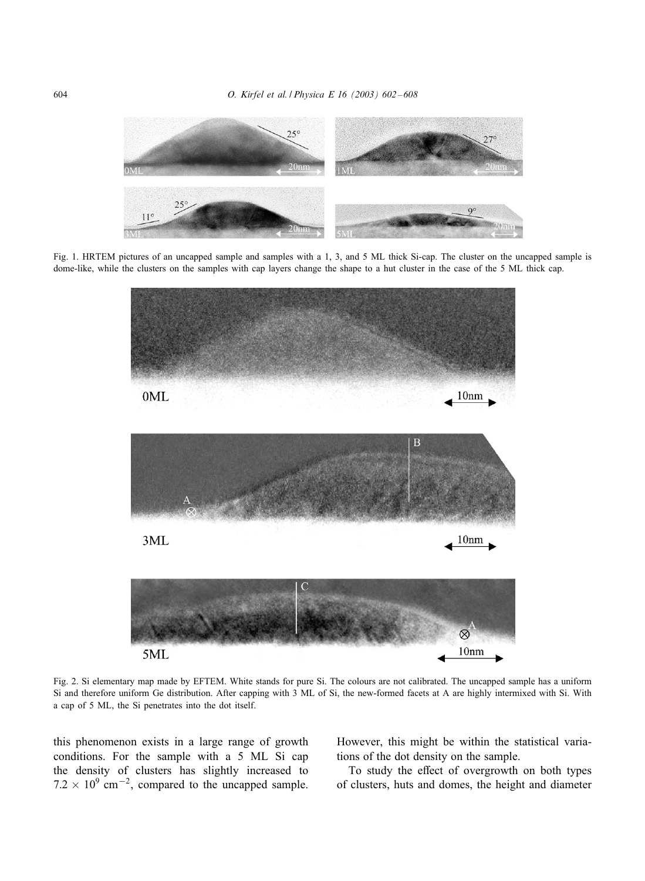Fig. 1. HRTEM pictures of an uncapped sample and samples with a 1, 3, and 5 ML thick Si-cap. The cluster on the uncapped sample is dome-like, while the clusters on the samples with cap layers change the shape to a hut cluster in the case of the 5 ML thick cap.

Fig. 2. Si elementary map made by EFTEM. White stands for pure Si. The colours are not calibrated. The uncapped sample has a uniform Si and therefore uniform Ge distribution. After capping with 3 ML of Si, the new-formed facets at A are highly intermixed with Si. With a cap of 5 ML, the Si penetrates into the dot itself.

this phenomenon exists in a large range of growth conditions. For the sample with a 5 ML Si cap the density of clusters has slightly increased to $7.2 \times 10^9$ cm$^{-2}$, compared to the uncapped sample. However, this might be within the statistical variations of the dot density on the sample.

To study the effect of overgrowth on both types of clusters, huts and domes, the height and diameter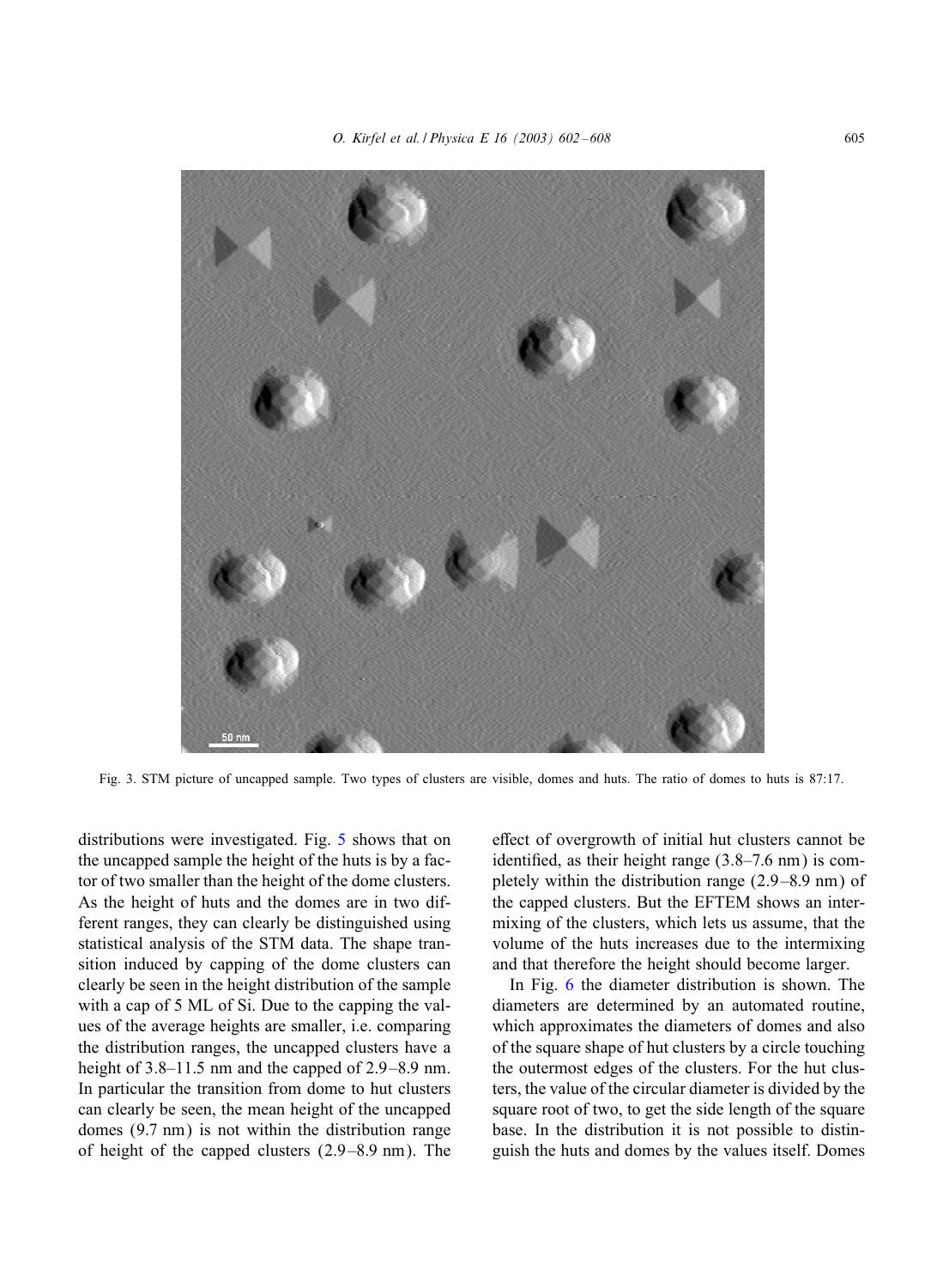Fig. 3. STM picture of uncapped sample. Two types of clusters are visible, domes and huts. The ratio of domes to huts is 87:17.

distributions were investigated. Fig. 5 shows that on the uncapped sample the height of the huts is by a factor of two smaller than the height of the dome clusters. As the height of huts and the domes are in two different ranges, they can clearly be distinguished using statistical analysis of the STM data. The shape transition induced by capping of the dome clusters can clearly be seen in the height distribution of the sample with a cap of 5 ML of Si. Due to the capping the values of the average heights are smaller, i.e. comparing the distribution ranges, the uncapped clusters have a height of 3.8–11.5 nm and the capped of 2.9–8.9 nm. In particular the transition from dome to hut clusters can clearly be seen, the mean height of the uncapped domes (9.7 nm) is not within the distribution range of height of the capped clusters (2.9–8.9 nm). The effect of overgrowth of initial hut clusters cannot be identified, as their height range (3.8–7.6 nm) is completely within the distribution range (2.9–8.9 nm) of the capped clusters. But the EFTEM shows an intermixing of the clusters, which lets us assume, that the volume of the huts increases due to the intermixing and that therefore the height should become larger.

In Fig. 6 the diameter distribution is shown. The diameters are determined by an automated routine, which approximates the diameters of domes and also of the square shape of hut clusters by a circle touching the outermost edges of the clusters. For the hut clusters, the value of the circular diameter is divided by the square root of two, to get the side length of the square base. In the distribution it is not possible to distinguish the huts and domes by the values itself. Domes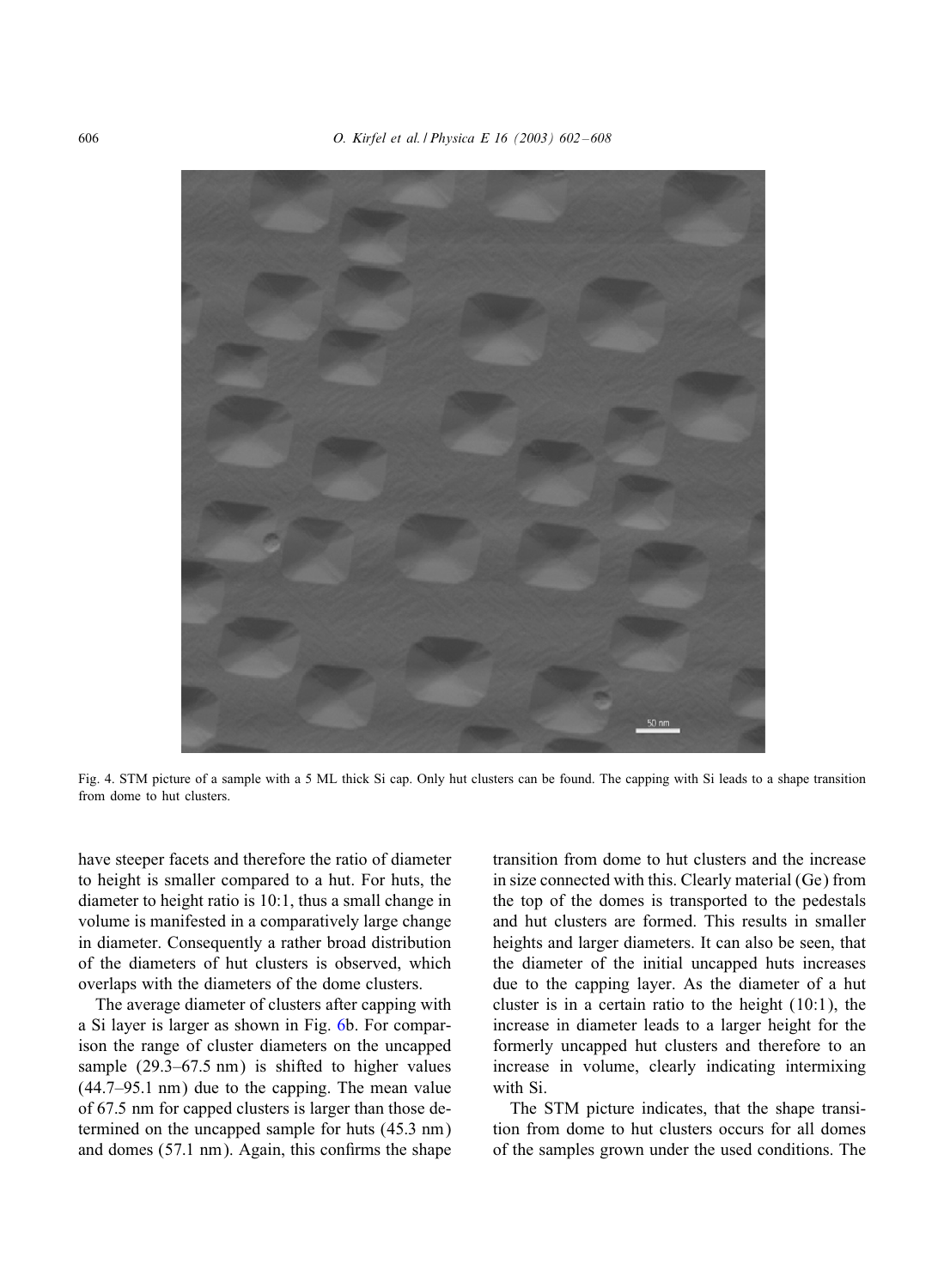Fig. 4. STM picture of a sample with a 5 ML thick Si cap. Only hut clusters can be found. The capping with Si leads to a shape transition from dome to hut clusters.

have steeper facets and therefore the ratio of diameter to height is smaller compared to a hut. For huts, the diameter to height ratio is 10:1, thus a small change in volume is manifested in a comparatively large change in diameter. Consequently a rather broad distribution of the diameters of hut clusters is observed, which overlaps with the diameters of the dome clusters.

The average diameter of clusters after capping with a Si layer is larger as shown in Fig. 6b. For comparison the range of cluster diameters on the uncapped sample (29.3–67.5 nm) is shifted to higher values (44.7–95.1 nm) due to the capping. The mean value of 67.5 nm for capped clusters is larger than those determined on the uncapped sample for huts (45.3 nm) and domes (57.1 nm). Again, this confirms the shape transition from dome to hut clusters and the increase in size connected with this. Clearly material (Ge) from the top of the domes is transported to the pedestals and hut clusters are formed. This results in smaller heights and larger diameters. It can also be seen, that the diameter of the initial uncapped huts increases due to the capping layer. As the diameter of a hut cluster is in a certain ratio to the height (10:1), the increase in diameter leads to a larger height for the formerly uncapped hut clusters and therefore to an increase in volume, clearly indicating intermixing with Si.

The STM picture indicates, that the shape transition from dome to hut clusters occurs for all domes of the samples grown under the used conditions. The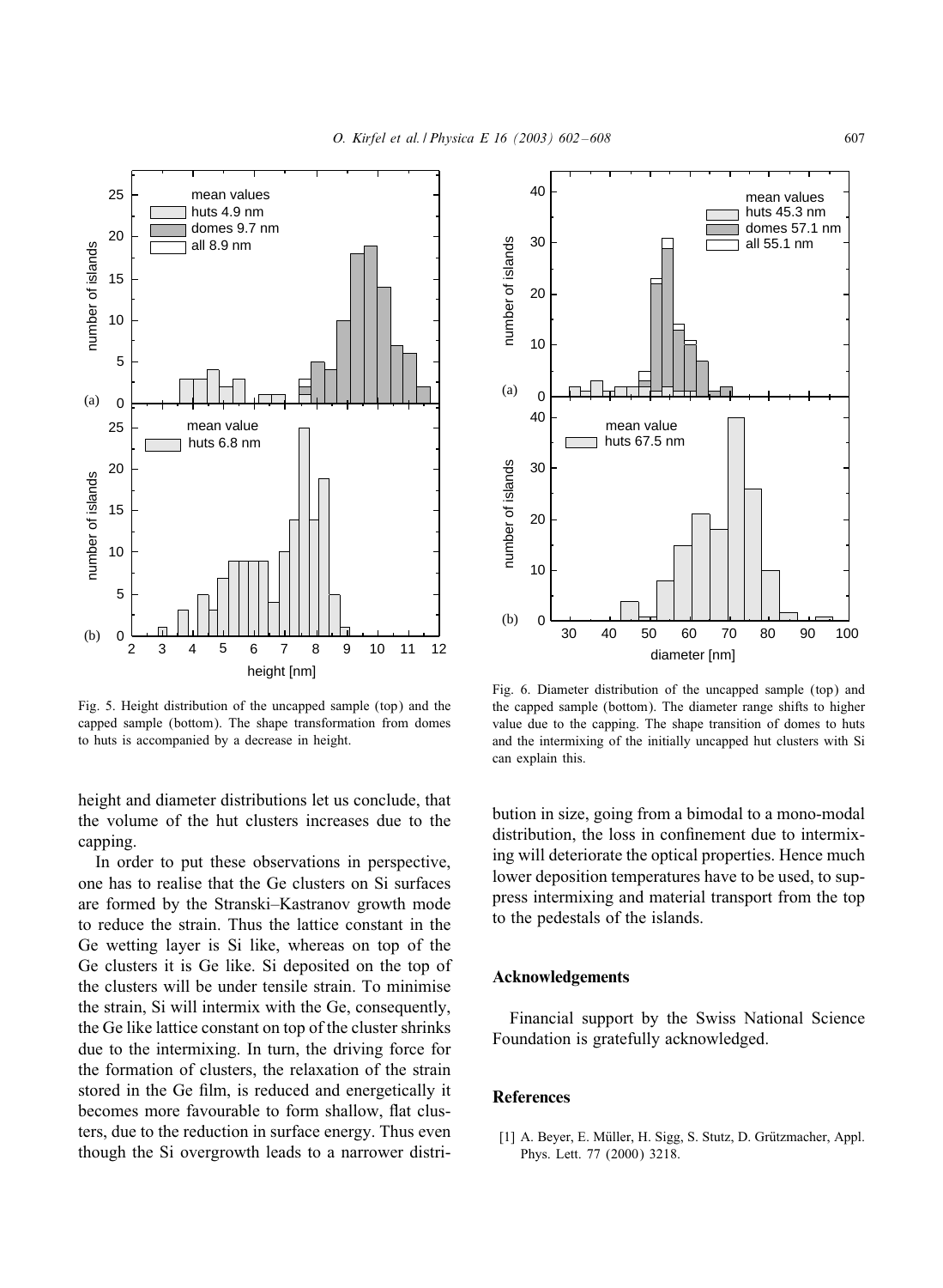Fig. 5. Height distribution of the uncapped sample (top) and the capped sample (bottom). The shape transformation from domes to huts is accompanied by a decrease in height.

Fig. 6. Diameter distribution of the uncapped sample (top) and the capped sample (bottom). The diameter range shifts to higher value due to the capping. The shape transition of domes to huts and the intermixing of the initially uncapped hut clusters with Si can explain this.

height and diameter distributions let us conclude, that the volume of the hut clusters increases due to the capping.

In order to put these observations in perspective, one has to realise that the Ge clusters on Si surfaces are formed by the Stranski–Kastranov growth mode to reduce the strain. Thus the lattice constant in the Ge wetting layer is Si like, whereas on top of the Ge clusters it is Ge like. Si deposited on the top of the clusters will be under tensile strain. To minimise the strain, Si will intermix with the Ge, consequently, the Ge like lattice constant on top of the cluster shrinks due to the intermixing. In turn, the driving force for the formation of clusters, the relaxation of the strain stored in the Ge film, is reduced and energetically it becomes more favourable to form shallow, flat clusters, due to the reduction in surface energy. Thus even though the Si overgrowth leads to a narrower distribution in size, going from a bimodal to a mono-modal distribution, the loss in confinement due to intermixing will deteriorate the optical properties. Hence much lower deposition temperatures have to be used, to suppress intermixing and material transport from the top to the pedestals of the islands.

## Acknowledgements

Financial support by the Swiss National Science Foundation is gratefully acknowledged.

## References

[1] A. Beyer, E. Müller, H. Sigg, S. Stutz, D. Grützmacher, Appl. Phys. Lett. 77 (2000) 3218.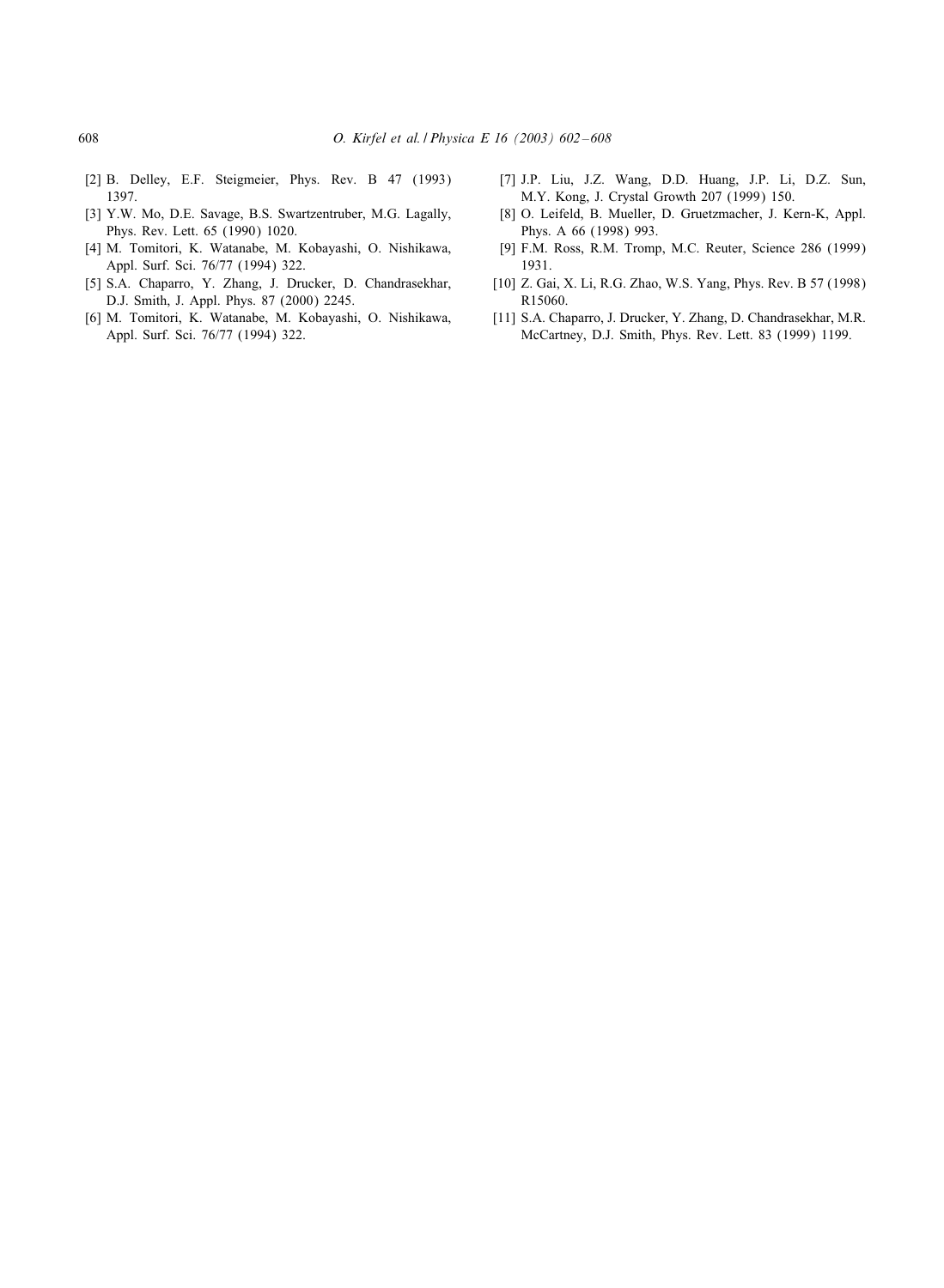[2] B. Delley, E.F. Steigmeier, Phys. Rev. B 47 (1993) 1397.

[3] Y.W. Mo, D.E. Savage, B.S. Swartzentruber, M.G. Lagally, Phys. Rev. Lett. 65 (1990) 1020.

[4] M. Tomitori, K. Watanabe, M. Kobayashi, O. Nishikawa, Appl. Surf. Sci. 76/77 (1994) 322.

[5] S.A. Chaparro, Y. Zhang, J. Drucker, D. Chandrasekhar, D.J. Smith, J. Appl. Phys. 87 (2000) 2245.

[6] M. Tomitori, K. Watanabe, M. Kobayashi, O. Nishikawa, Appl. Surf. Sci. 76/77 (1994) 322.

[7] J.P. Liu, J.Z. Wang, D.D. Huang, J.P. Li, D.Z. Sun, M.Y. Kong, J. Crystal Growth 207 (1999) 150.

[8] O. Leifeld, B. Mueller, D. Gruetzmacher, J. Kern-K, Appl. Phys. A 66 (1998) 993.

[9] F.M. Ross, R.M. Tromp, M.C. Reuter, Science 286 (1999) 1931.

[10] Z. Gai, X. Li, R.G. Zhao, W.S. Yang, Phys. Rev. B 57 (1998) R15060.

[11] S.A. Chaparro, J. Drucker, Y. Zhang, D. Chandrasekhar, M.R. McCartney, D.J. Smith, Phys. Rev. Lett. 83 (1999) 1199.